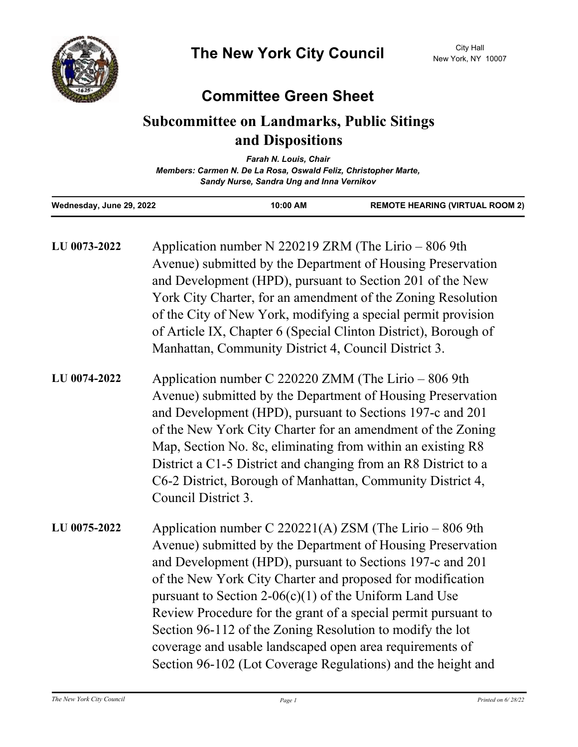# The New York City Council

City Hall
New York, NY 10007

## Committee Green Sheet

## Subcommittee on Landmarks, Public Sitings and Dispositions

*Farah N. Louis, Chair*
*Members: Carmen N. De La Rosa, Oswald Feliz, Christopher Marte, Sandy Nurse, Sandra Ung and Inna Vernikov*

**Wednesday, June 29, 2022** | **10:00 AM** | **REMOTE HEARING (VIRTUAL ROOM 2)**

---

**LU 0073-2022** Application number N 220219 ZRM (The Lirio – 806 9th Avenue) submitted by the Department of Housing Preservation and Development (HPD), pursuant to Section 201 of the New York City Charter, for an amendment of the Zoning Resolution of the City of New York, modifying a special permit provision of Article IX, Chapter 6 (Special Clinton District), Borough of Manhattan, Community District 4, Council District 3.

**LU 0074-2022** Application number C 220220 ZMM (The Lirio – 806 9th Avenue) submitted by the Department of Housing Preservation and Development (HPD), pursuant to Sections 197-c and 201 of the New York City Charter for an amendment of the Zoning Map, Section No. 8c, eliminating from within an existing R8 District a C1-5 District and changing from an R8 District to a C6-2 District, Borough of Manhattan, Community District 4, Council District 3.

**LU 0075-2022** Application number C 220221(A) ZSM (The Lirio – 806 9th Avenue) submitted by the Department of Housing Preservation and Development (HPD), pursuant to Sections 197-c and 201 of the New York City Charter and proposed for modification pursuant to Section 2-06(c)(1) of the Uniform Land Use Review Procedure for the grant of a special permit pursuant to Section 96-112 of the Zoning Resolution to modify the lot coverage and usable landscaped open area requirements of Section 96-102 (Lot Coverage Regulations) and the height and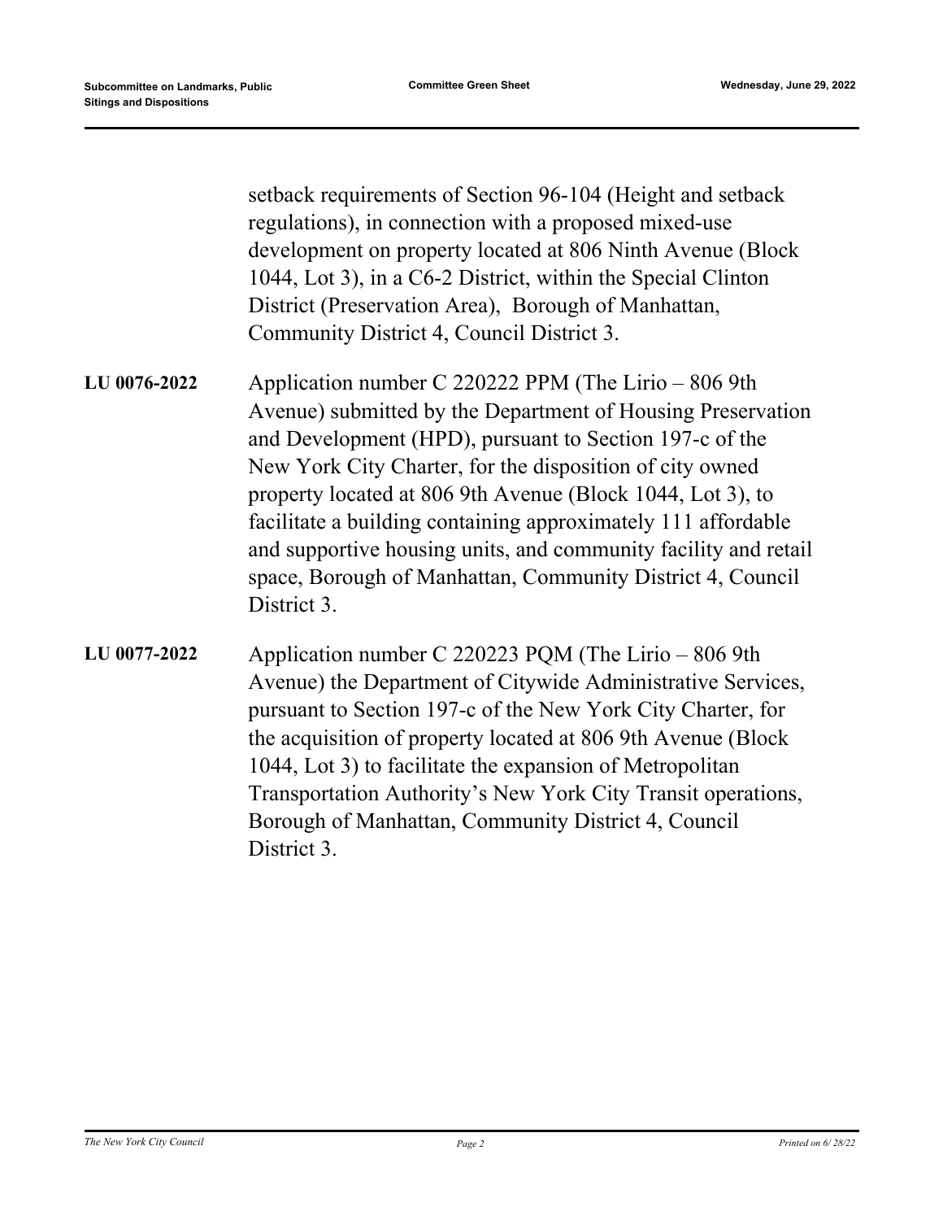setback requirements of Section 96-104 (Height and setback regulations), in connection with a proposed mixed-use development on property located at 806 Ninth Avenue (Block 1044, Lot 3), in a C6-2 District, within the Special Clinton District (Preservation Area), Borough of Manhattan, Community District 4, Council District 3.

**LU 0076-2022** Application number C 220222 PPM (The Lirio – 806 9th Avenue) submitted by the Department of Housing Preservation and Development (HPD), pursuant to Section 197-c of the New York City Charter, for the disposition of city owned property located at 806 9th Avenue (Block 1044, Lot 3), to facilitate a building containing approximately 111 affordable and supportive housing units, and community facility and retail space, Borough of Manhattan, Community District 4, Council District 3.

**LU 0077-2022** Application number C 220223 PQM (The Lirio – 806 9th Avenue) the Department of Citywide Administrative Services, pursuant to Section 197-c of the New York City Charter, for the acquisition of property located at 806 9th Avenue (Block 1044, Lot 3) to facilitate the expansion of Metropolitan Transportation Authority's New York City Transit operations, Borough of Manhattan, Community District 4, Council District 3.